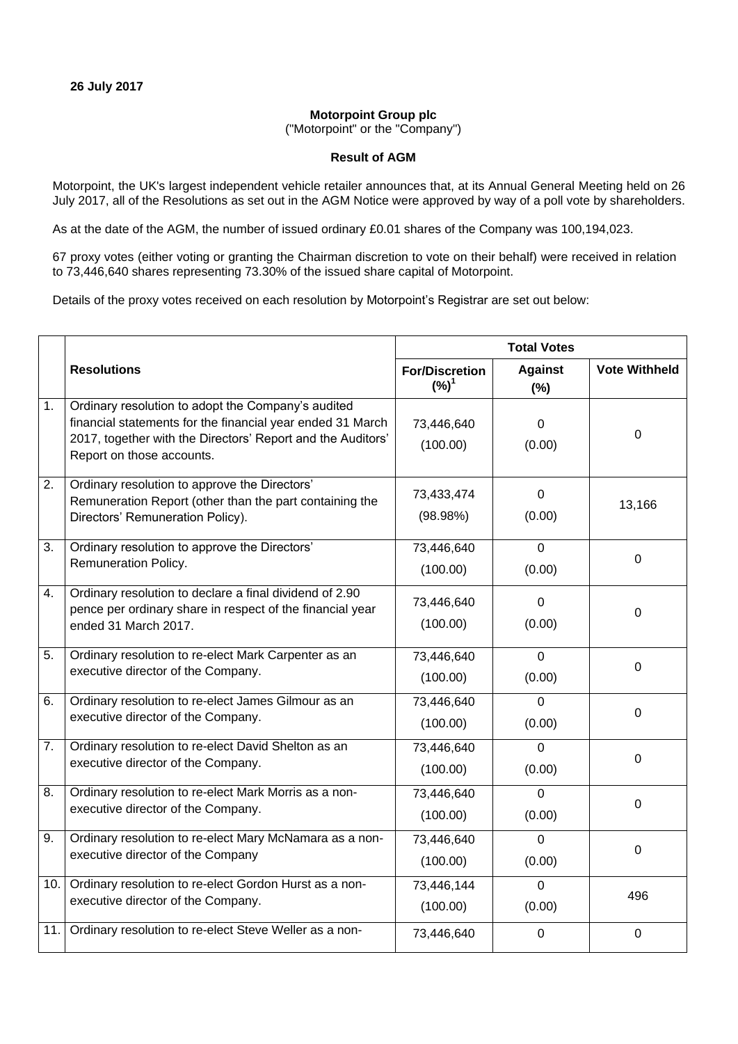**26 July 2017**

**Motorpoint Group plc**
("Motorpoint" or the "Company")

**Result of AGM**

Motorpoint, the UK's largest independent vehicle retailer announces that, at its Annual General Meeting held on 26 July 2017, all of the Resolutions as set out in the AGM Notice were approved by way of a poll vote by shareholders.

As at the date of the AGM, the number of issued ordinary £0.01 shares of the Company was 100,194,023.

67 proxy votes (either voting or granting the Chairman discretion to vote on their behalf) were received in relation to 73,446,640 shares representing 73.30% of the issued share capital of Motorpoint.

Details of the proxy votes received on each resolution by Motorpoint's Registrar are set out below:

| | Resolutions | Total Votes | | |
|---|---|---|---|---|
| | | For/Discretion (%)[1] | Against (%) | Vote Withheld |
| 1. | Ordinary resolution to adopt the Company's audited financial statements for the financial year ended 31 March 2017, together with the Directors' Report and the Auditors' Report on those accounts. | 73,446,640 (100.00) | 0 (0.00) | 0 |
| 2. | Ordinary resolution to approve the Directors' Remuneration Report (other than the part containing the Directors' Remuneration Policy). | 73,433,474 (98.98%) | 0 (0.00) | 13,166 |
| 3. | Ordinary resolution to approve the Directors' Remuneration Policy. | 73,446,640 (100.00) | 0 (0.00) | 0 |
| 4. | Ordinary resolution to declare a final dividend of 2.90 pence per ordinary share in respect of the financial year ended 31 March 2017. | 73,446,640 (100.00) | 0 (0.00) | 0 |
| 5. | Ordinary resolution to re-elect Mark Carpenter as an executive director of the Company. | 73,446,640 (100.00) | 0 (0.00) | 0 |
| 6. | Ordinary resolution to re-elect James Gilmour as an executive director of the Company. | 73,446,640 (100.00) | 0 (0.00) | 0 |
| 7. | Ordinary resolution to re-elect David Shelton as an executive director of the Company. | 73,446,640 (100.00) | 0 (0.00) | 0 |
| 8. | Ordinary resolution to re-elect Mark Morris as a non-executive director of the Company. | 73,446,640 (100.00) | 0 (0.00) | 0 |
| 9. | Ordinary resolution to re-elect Mary McNamara as a non-executive director of the Company | 73,446,640 (100.00) | 0 (0.00) | 0 |
| 10. | Ordinary resolution to re-elect Gordon Hurst as a non-executive director of the Company. | 73,446,144 (100.00) | 0 (0.00) | 496 |
| 11. | Ordinary resolution to re-elect Steve Weller as a non- | 73,446,640 | 0 | 0 |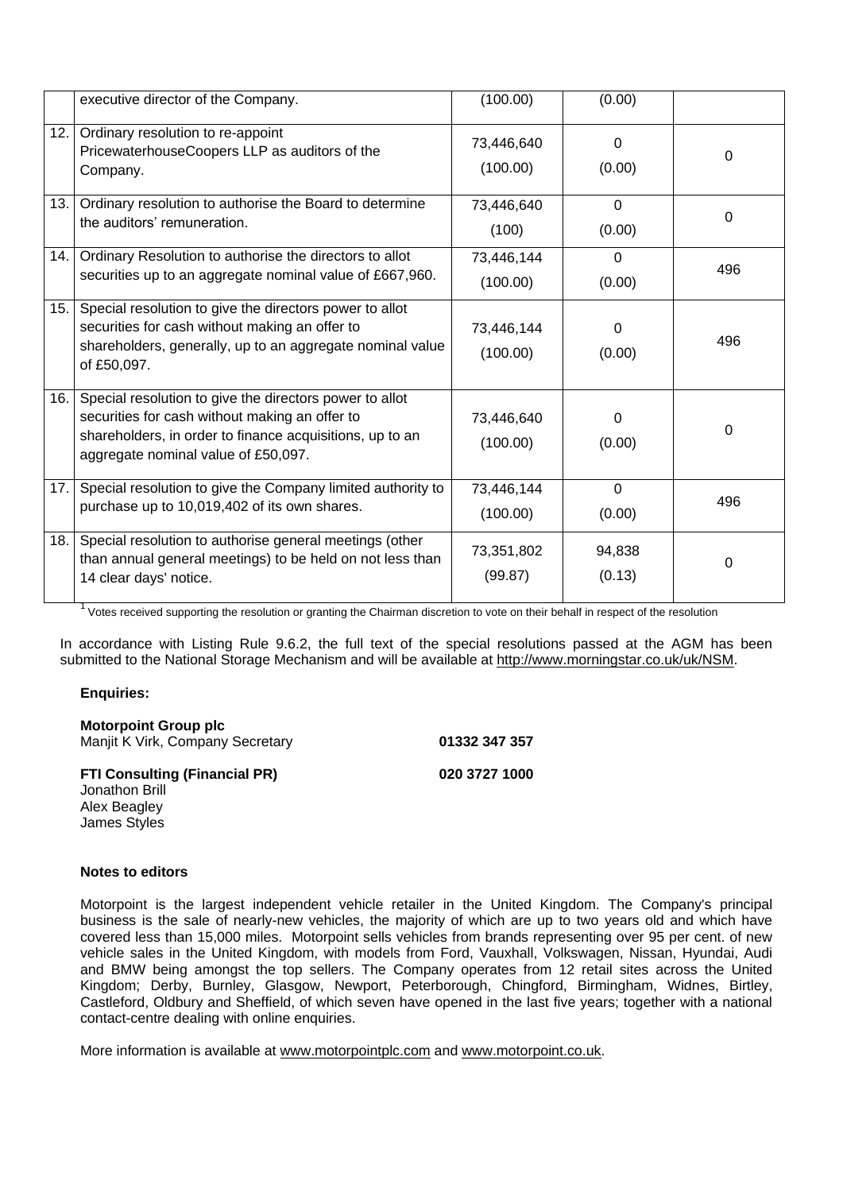| | | | | |
|---|---|---|---|---|
| | executive director of the Company. | (100.00) | (0.00) | |
| 12. | Ordinary resolution to re-appoint PricewaterhouseCoopers LLP as auditors of the Company. | 73,446,640<br>(100.00) | 0<br>(0.00) | 0 |
| 13. | Ordinary resolution to authorise the Board to determine the auditors' remuneration. | 73,446,640<br>(100) | 0<br>(0.00) | 0 |
| 14. | Ordinary Resolution to authorise the directors to allot securities up to an aggregate nominal value of £667,960. | 73,446,144<br>(100.00) | 0<br>(0.00) | 496 |
| 15. | Special resolution to give the directors power to allot securities for cash without making an offer to shareholders, generally, up to an aggregate nominal value of £50,097. | 73,446,144<br>(100.00) | 0<br>(0.00) | 496 |
| 16. | Special resolution to give the directors power to allot securities for cash without making an offer to shareholders, in order to finance acquisitions, up to an aggregate nominal value of £50,097. | 73,446,640<br>(100.00) | 0<br>(0.00) | 0 |
| 17. | Special resolution to give the Company limited authority to purchase up to 10,019,402 of its own shares. | 73,446,144<br>(100.00) | 0<br>(0.00) | 496 |
| 18. | Special resolution to authorise general meetings (other than annual general meetings) to be held on not less than 14 clear days' notice. | 73,351,802<br>(99.87) | 94,838<br>(0.13) | 0 |

[1] Votes received supporting the resolution or granting the Chairman discretion to vote on their behalf in respect of the resolution

In accordance with Listing Rule 9.6.2, the full text of the special resolutions passed at the AGM has been submitted to the National Storage Mechanism and will be available at http://www.morningstar.co.uk/uk/NSM.

**Enquiries:**

**Motorpoint Group plc**
Manjit K Virk, Company Secretary **01332 347 357**

**FTI Consulting (Financial PR)** **020 3727 1000**
Jonathon Brill
Alex Beagley
James Styles

**Notes to editors**

Motorpoint is the largest independent vehicle retailer in the United Kingdom. The Company's principal business is the sale of nearly-new vehicles, the majority of which are up to two years old and which have covered less than 15,000 miles. Motorpoint sells vehicles from brands representing over 95 per cent. of new vehicle sales in the United Kingdom, with models from Ford, Vauxhall, Volkswagen, Nissan, Hyundai, Audi and BMW being amongst the top sellers. The Company operates from 12 retail sites across the United Kingdom; Derby, Burnley, Glasgow, Newport, Peterborough, Chingford, Birmingham, Widnes, Birtley, Castleford, Oldbury and Sheffield, of which seven have opened in the last five years; together with a national contact-centre dealing with online enquiries.

More information is available at www.motorpointplc.com and www.motorpoint.co.uk.